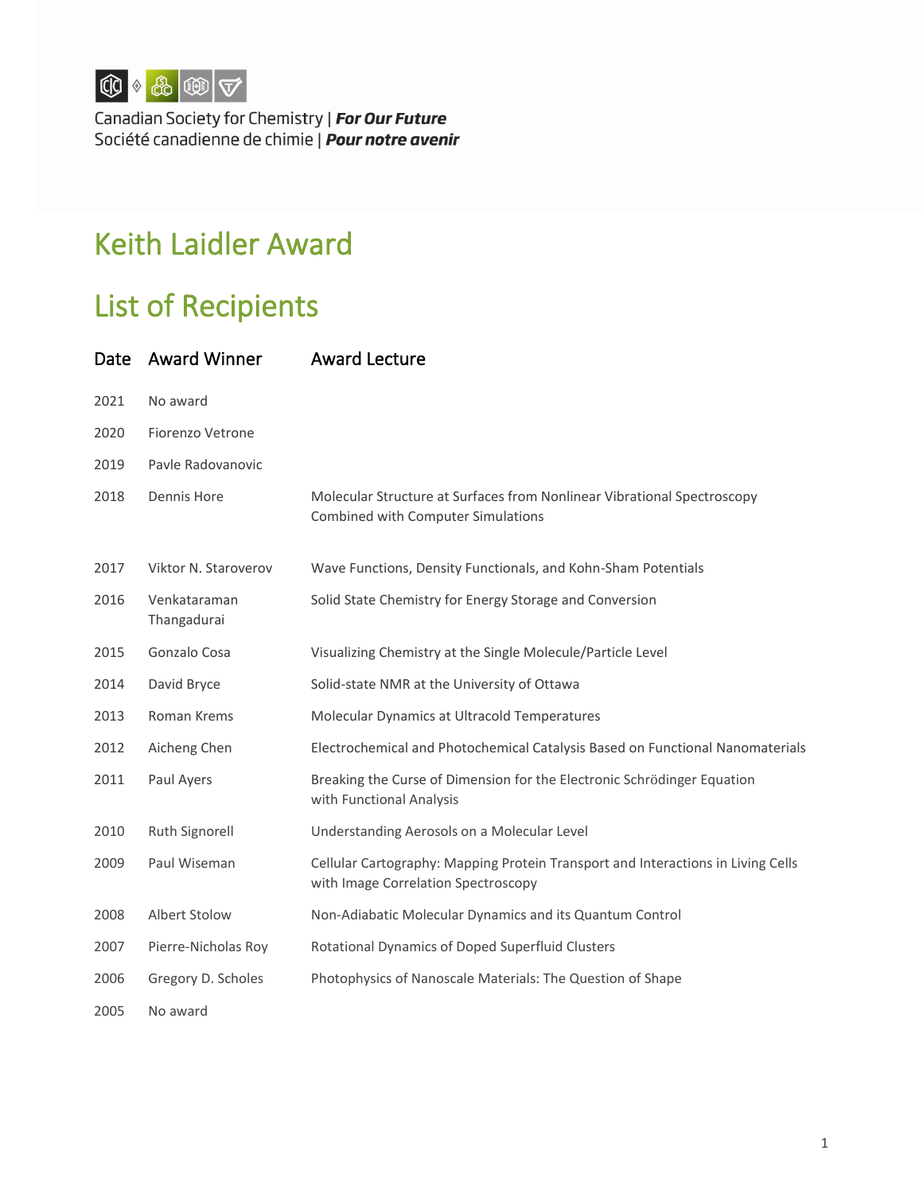Canadian Society for Chemistry | ***For Our Future***
Société canadienne de chimie | ***Pour notre avenir***

# Keith Laidler Award

# List of Recipients

| Date | Award Winner | Award Lecture |
|---|---|---|
| 2021 | No award | |
| 2020 | Fiorenzo Vetrone | |
| 2019 | Pavle Radovanovic | |
| 2018 | Dennis Hore | Molecular Structure at Surfaces from Nonlinear Vibrational Spectroscopy Combined with Computer Simulations |
| 2017 | Viktor N. Staroverov | Wave Functions, Density Functionals, and Kohn-Sham Potentials |
| 2016 | Venkataraman Thangadurai | Solid State Chemistry for Energy Storage and Conversion |
| 2015 | Gonzalo Cosa | Visualizing Chemistry at the Single Molecule/Particle Level |
| 2014 | David Bryce | Solid-state NMR at the University of Ottawa |
| 2013 | Roman Krems | Molecular Dynamics at Ultracold Temperatures |
| 2012 | Aicheng Chen | Electrochemical and Photochemical Catalysis Based on Functional Nanomaterials |
| 2011 | Paul Ayers | Breaking the Curse of Dimension for the Electronic Schrödinger Equation with Functional Analysis |
| 2010 | Ruth Signorell | Understanding Aerosols on a Molecular Level |
| 2009 | Paul Wiseman | Cellular Cartography: Mapping Protein Transport and Interactions in Living Cells with Image Correlation Spectroscopy |
| 2008 | Albert Stolow | Non-Adiabatic Molecular Dynamics and its Quantum Control |
| 2007 | Pierre-Nicholas Roy | Rotational Dynamics of Doped Superfluid Clusters |
| 2006 | Gregory D. Scholes | Photophysics of Nanoscale Materials: The Question of Shape |
| 2005 | No award | |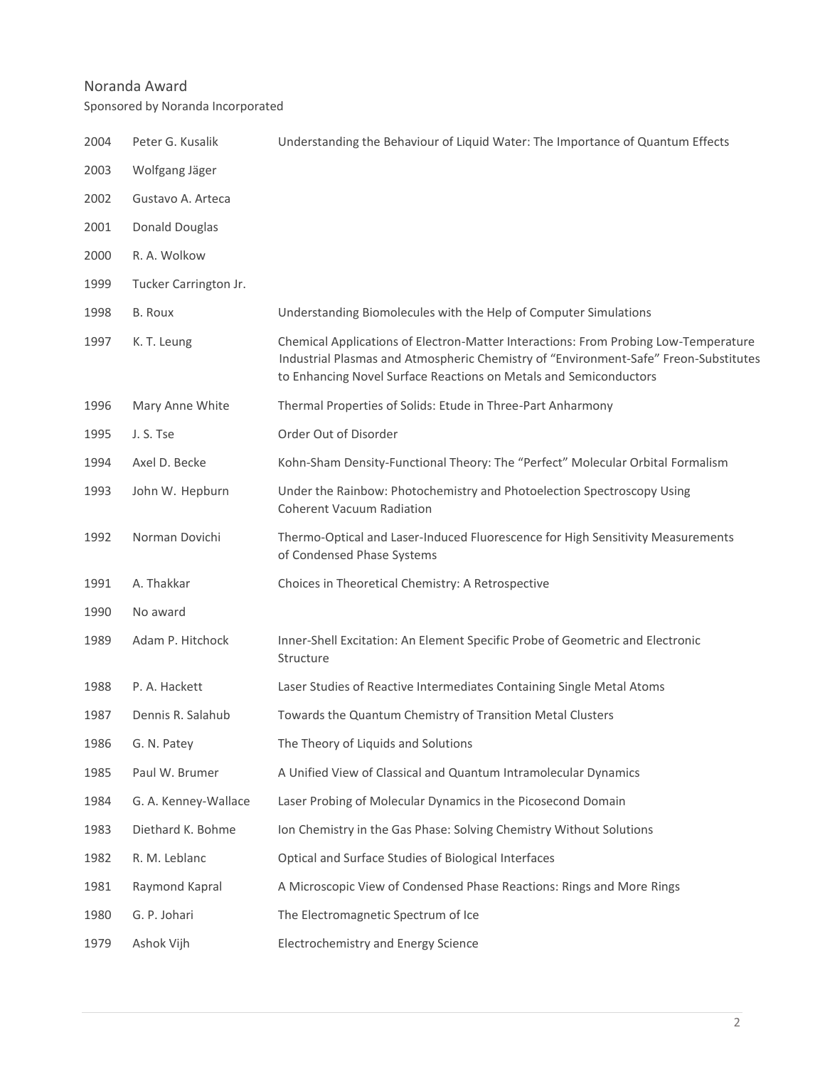## Noranda Award

Sponsored by Noranda Incorporated

| | | |
|---|---|---|
| 2004 | Peter G. Kusalik | Understanding the Behaviour of Liquid Water: The Importance of Quantum Effects |
| 2003 | Wolfgang Jäger | |
| 2002 | Gustavo A. Arteca | |
| 2001 | Donald Douglas | |
| 2000 | R. A. Wolkow | |
| 1999 | Tucker Carrington Jr. | |
| 1998 | B. Roux | Understanding Biomolecules with the Help of Computer Simulations |
| 1997 | K. T. Leung | Chemical Applications of Electron-Matter Interactions: From Probing Low-Temperature Industrial Plasmas and Atmospheric Chemistry of "Environment-Safe" Freon-Substitutes to Enhancing Novel Surface Reactions on Metals and Semiconductors |
| 1996 | Mary Anne White | Thermal Properties of Solids: Etude in Three-Part Anharmony |
| 1995 | J. S. Tse | Order Out of Disorder |
| 1994 | Axel D. Becke | Kohn-Sham Density-Functional Theory: The "Perfect" Molecular Orbital Formalism |
| 1993 | John W. Hepburn | Under the Rainbow: Photochemistry and Photoelection Spectroscopy Using Coherent Vacuum Radiation |
| 1992 | Norman Dovichi | Thermo-Optical and Laser-Induced Fluorescence for High Sensitivity Measurements of Condensed Phase Systems |
| 1991 | A. Thakkar | Choices in Theoretical Chemistry: A Retrospective |
| 1990 | No award | |
| 1989 | Adam P. Hitchock | Inner-Shell Excitation: An Element Specific Probe of Geometric and Electronic Structure |
| 1988 | P. A. Hackett | Laser Studies of Reactive Intermediates Containing Single Metal Atoms |
| 1987 | Dennis R. Salahub | Towards the Quantum Chemistry of Transition Metal Clusters |
| 1986 | G. N. Patey | The Theory of Liquids and Solutions |
| 1985 | Paul W. Brumer | A Unified View of Classical and Quantum Intramolecular Dynamics |
| 1984 | G. A. Kenney-Wallace | Laser Probing of Molecular Dynamics in the Picosecond Domain |
| 1983 | Diethard K. Bohme | Ion Chemistry in the Gas Phase: Solving Chemistry Without Solutions |
| 1982 | R. M. Leblanc | Optical and Surface Studies of Biological Interfaces |
| 1981 | Raymond Kapral | A Microscopic View of Condensed Phase Reactions: Rings and More Rings |
| 1980 | G. P. Johari | The Electromagnetic Spectrum of Ice |
| 1979 | Ashok Vijh | Electrochemistry and Energy Science |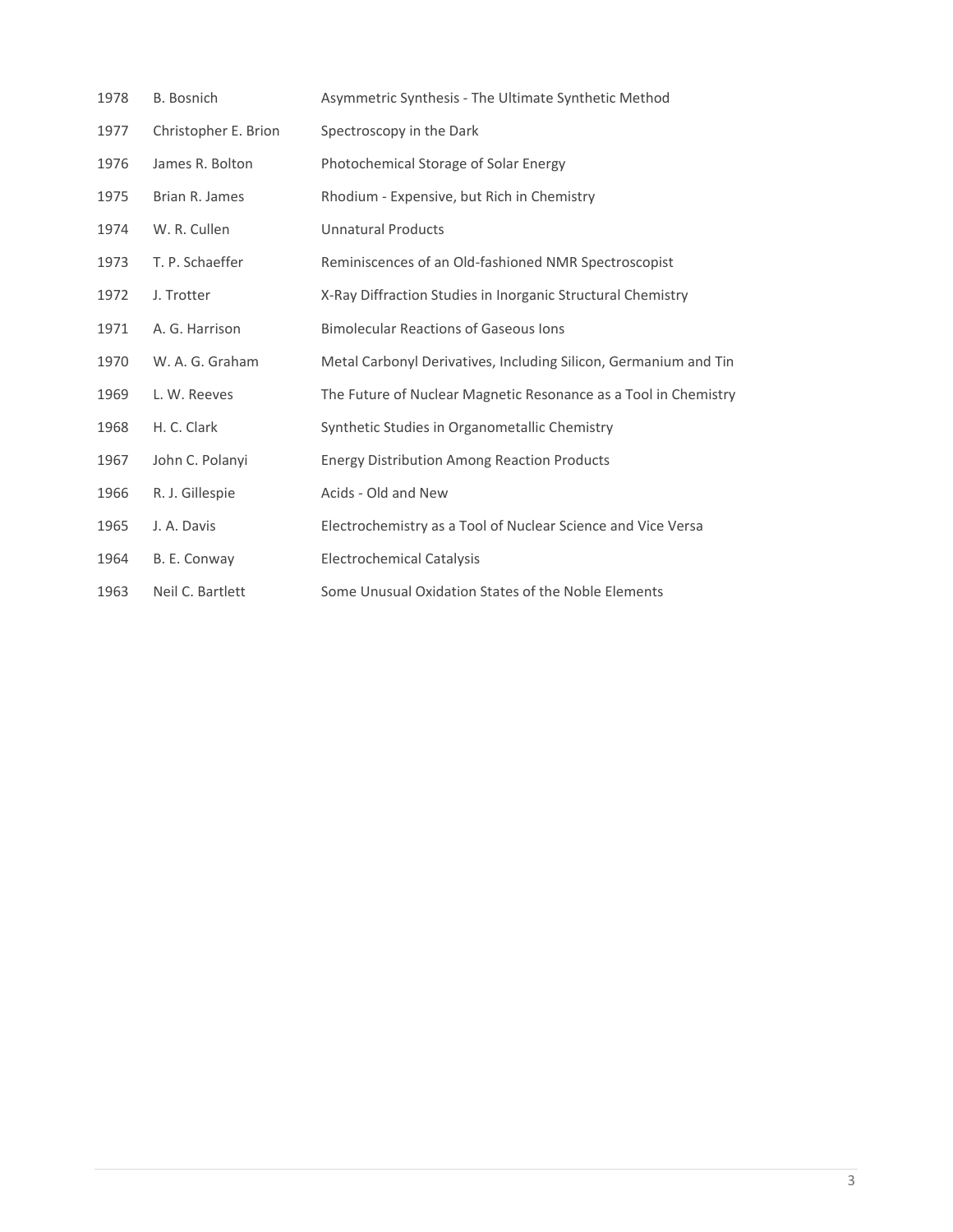| | | |
|---|---|---|
| 1978 | B. Bosnich | Asymmetric Synthesis - The Ultimate Synthetic Method |
| 1977 | Christopher E. Brion | Spectroscopy in the Dark |
| 1976 | James R. Bolton | Photochemical Storage of Solar Energy |
| 1975 | Brian R. James | Rhodium - Expensive, but Rich in Chemistry |
| 1974 | W. R. Cullen | Unnatural Products |
| 1973 | T. P. Schaeffer | Reminiscences of an Old-fashioned NMR Spectroscopist |
| 1972 | J. Trotter | X-Ray Diffraction Studies in Inorganic Structural Chemistry |
| 1971 | A. G. Harrison | Bimolecular Reactions of Gaseous Ions |
| 1970 | W. A. G. Graham | Metal Carbonyl Derivatives, Including Silicon, Germanium and Tin |
| 1969 | L. W. Reeves | The Future of Nuclear Magnetic Resonance as a Tool in Chemistry |
| 1968 | H. C. Clark | Synthetic Studies in Organometallic Chemistry |
| 1967 | John C. Polanyi | Energy Distribution Among Reaction Products |
| 1966 | R. J. Gillespie | Acids - Old and New |
| 1965 | J. A. Davis | Electrochemistry as a Tool of Nuclear Science and Vice Versa |
| 1964 | B. E. Conway | Electrochemical Catalysis |
| 1963 | Neil C. Bartlett | Some Unusual Oxidation States of the Noble Elements |